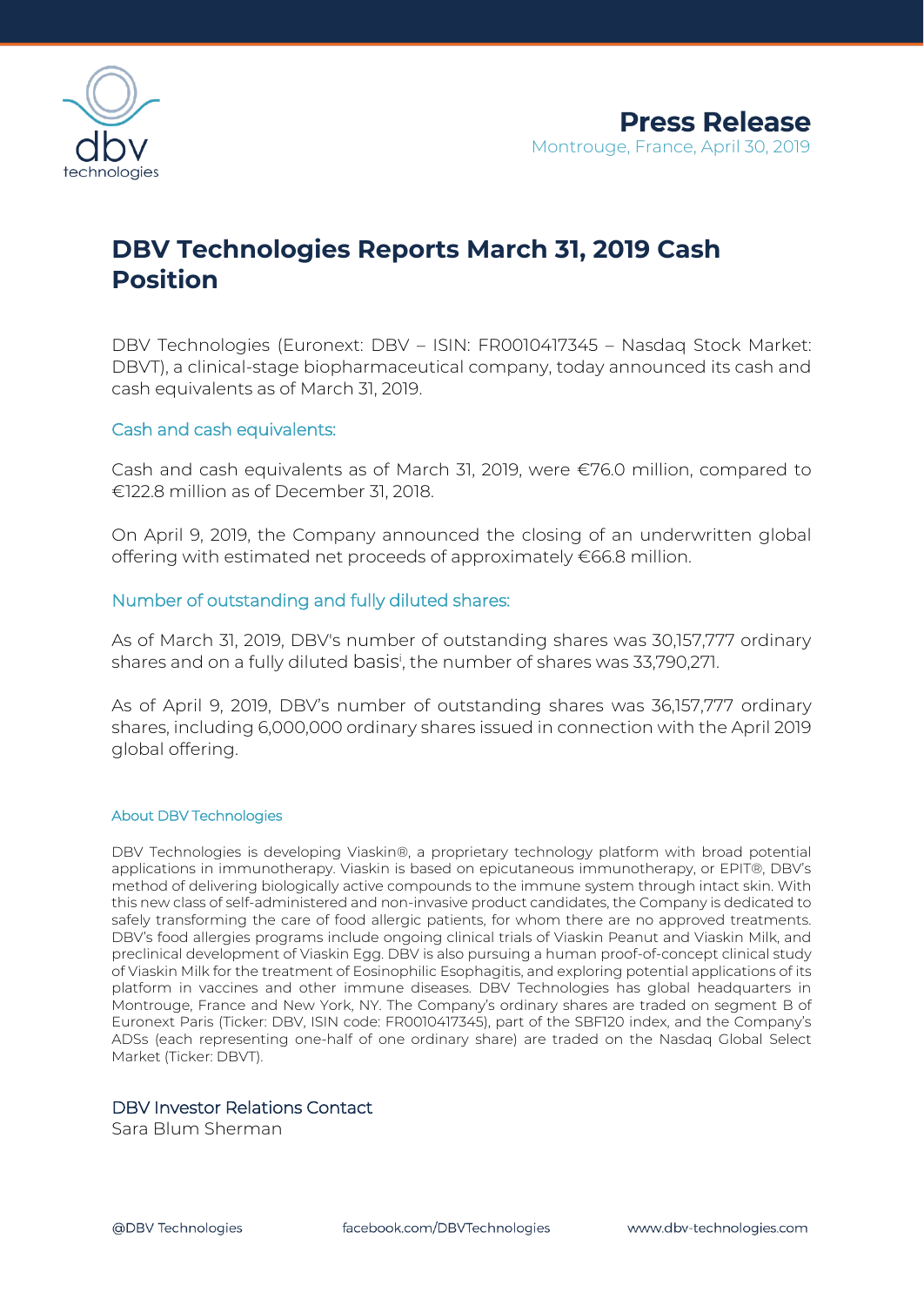**Press Release**

Montrouge, France, April 30, 2019

# DBV Technologies Reports March 31, 2019 Cash Position

DBV Technologies (Euronext: DBV – ISIN: FR0010417345 – Nasdaq Stock Market: DBVT), a clinical-stage biopharmaceutical company, today announced its cash and cash equivalents as of March 31, 2019.

## Cash and cash equivalents:

Cash and cash equivalents as of March 31, 2019, were €76.0 million, compared to €122.8 million as of December 31, 2018.

On April 9, 2019, the Company announced the closing of an underwritten global offering with estimated net proceeds of approximately €66.8 million.

## Number of outstanding and fully diluted shares:

As of March 31, 2019, DBV's number of outstanding shares was 30,157,777 ordinary shares and on a fully diluted basis[i], the number of shares was 33,790,271.

As of April 9, 2019, DBV's number of outstanding shares was 36,157,777 ordinary shares, including 6,000,000 ordinary shares issued in connection with the April 2019 global offering.

### About DBV Technologies

DBV Technologies is developing Viaskin®, a proprietary technology platform with broad potential applications in immunotherapy. Viaskin is based on epicutaneous immunotherapy, or EPIT®, DBV's method of delivering biologically active compounds to the immune system through intact skin. With this new class of self-administered and non-invasive product candidates, the Company is dedicated to safely transforming the care of food allergic patients, for whom there are no approved treatments. DBV's food allergies programs include ongoing clinical trials of Viaskin Peanut and Viaskin Milk, and preclinical development of Viaskin Egg. DBV is also pursuing a human proof-of-concept clinical study of Viaskin Milk for the treatment of Eosinophilic Esophagitis, and exploring potential applications of its platform in vaccines and other immune diseases. DBV Technologies has global headquarters in Montrouge, France and New York, NY. The Company's ordinary shares are traded on segment B of Euronext Paris (Ticker: DBV, ISIN code: FR0010417345), part of the SBF120 index, and the Company's ADSs (each representing one-half of one ordinary share) are traded on the Nasdaq Global Select Market (Ticker: DBVT).

### DBV Investor Relations Contact

Sara Blum Sherman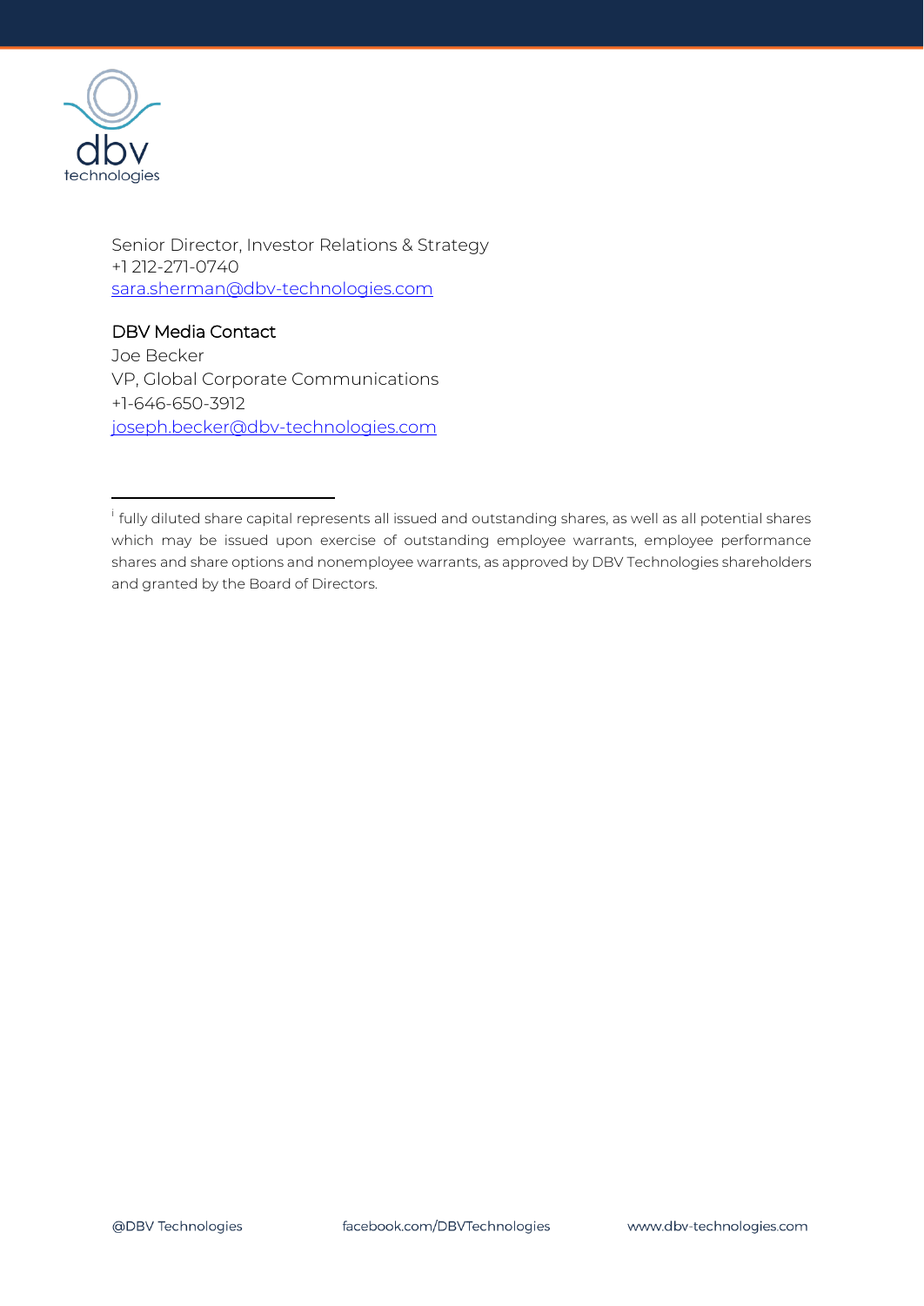Senior Director, Investor Relations & Strategy
+1 212-271-0740
sara.sherman@dbv-technologies.com

**DBV Media Contact**
Joe Becker
VP, Global Corporate Communications
+1-646-650-3912
joseph.becker@dbv-technologies.com

---

[i] fully diluted share capital represents all issued and outstanding shares, as well as all potential shares which may be issued upon exercise of outstanding employee warrants, employee performance shares and share options and nonemployee warrants, as approved by DBV Technologies shareholders and granted by the Board of Directors.